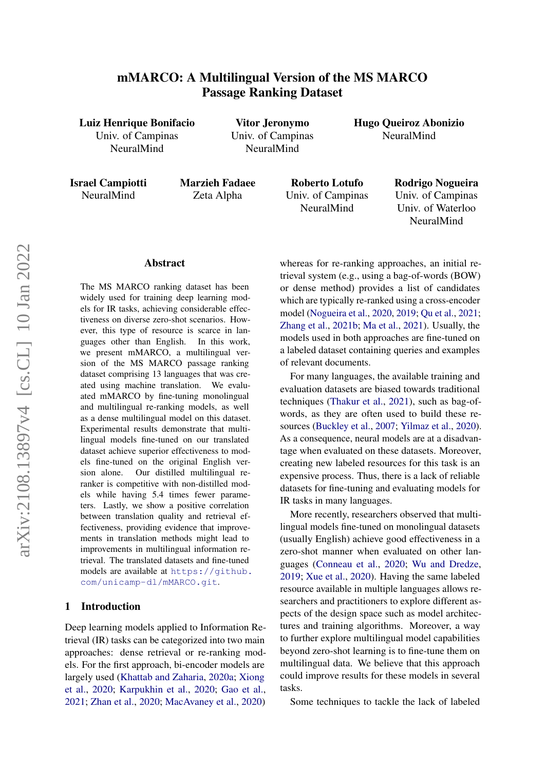# mMARCO: A Multilingual Version of the MS MARCO Passage Ranking Dataset

**Luiz Henrique Bonifacio**
Univ. of Campinas
NeuralMind

**Vitor Jeronymo**
Univ. of Campinas
NeuralMind

**Hugo Queiroz Abonizio**
NeuralMind

**Israel Campiotti**
NeuralMind

**Marzieh Fadaee**
Zeta Alpha

**Roberto Lotufo**
Univ. of Campinas
NeuralMind

**Rodrigo Nogueira**
Univ. of Campinas
Univ. of Waterloo
NeuralMind

## Abstract

The MS MARCO ranking dataset has been widely used for training deep learning models for IR tasks, achieving considerable effectiveness on diverse zero-shot scenarios. However, this type of resource is scarce in languages other than English. In this work, we present mMARCO, a multilingual version of the MS MARCO passage ranking dataset comprising 13 languages that was created using machine translation. We evaluated mMARCO by fine-tuning monolingual and multilingual re-ranking models, as well as a dense multilingual model on this dataset. Experimental results demonstrate that multilingual models fine-tuned on our translated dataset achieve superior effectiveness to models fine-tuned on the original English version alone. Our distilled multilingual re-ranker is competitive with non-distilled models while having 5.4 times fewer parameters. Lastly, we show a positive correlation between translation quality and retrieval effectiveness, providing evidence that improvements in translation methods might lead to improvements in multilingual information retrieval. The translated datasets and fine-tuned models are available at https://github.com/unicamp-dl/mMARCO.git.

## 1 Introduction

Deep learning models applied to Information Retrieval (IR) tasks can be categorized into two main approaches: dense retrieval or re-ranking models. For the first approach, bi-encoder models are largely used (Khattab and Zaharia, 2020a; Xiong et al., 2020; Karpukhin et al., 2020; Gao et al., 2021; Zhan et al., 2020; MacAvaney et al., 2020) whereas for re-ranking approaches, an initial retrieval system (e.g., using a bag-of-words (BOW) or dense method) provides a list of candidates which are typically re-ranked using a cross-encoder model (Nogueira et al., 2020, 2019; Qu et al., 2021; Zhang et al., 2021b; Ma et al., 2021). Usually, the models used in both approaches are fine-tuned on a labeled dataset containing queries and examples of relevant documents.

For many languages, the available training and evaluation datasets are biased towards traditional techniques (Thakur et al., 2021), such as bag-of-words, as they are often used to build these resources (Buckley et al., 2007; Yilmaz et al., 2020). As a consequence, neural models are at a disadvantage when evaluated on these datasets. Moreover, creating new labeled resources for this task is an expensive process. Thus, there is a lack of reliable datasets for fine-tuning and evaluating models for IR tasks in many languages.

More recently, researchers observed that multilingual models fine-tuned on monolingual datasets (usually English) achieve good effectiveness in a zero-shot manner when evaluated on other languages (Conneau et al., 2020; Wu and Dredze, 2019; Xue et al., 2020). Having the same labeled resource available in multiple languages allows researchers and practitioners to explore different aspects of the design space such as model architectures and training algorithms. Moreover, a way to further explore multilingual model capabilities beyond zero-shot learning is to fine-tune them on multilingual data. We believe that this approach could improve results for these models in several tasks.

Some techniques to tackle the lack of labeled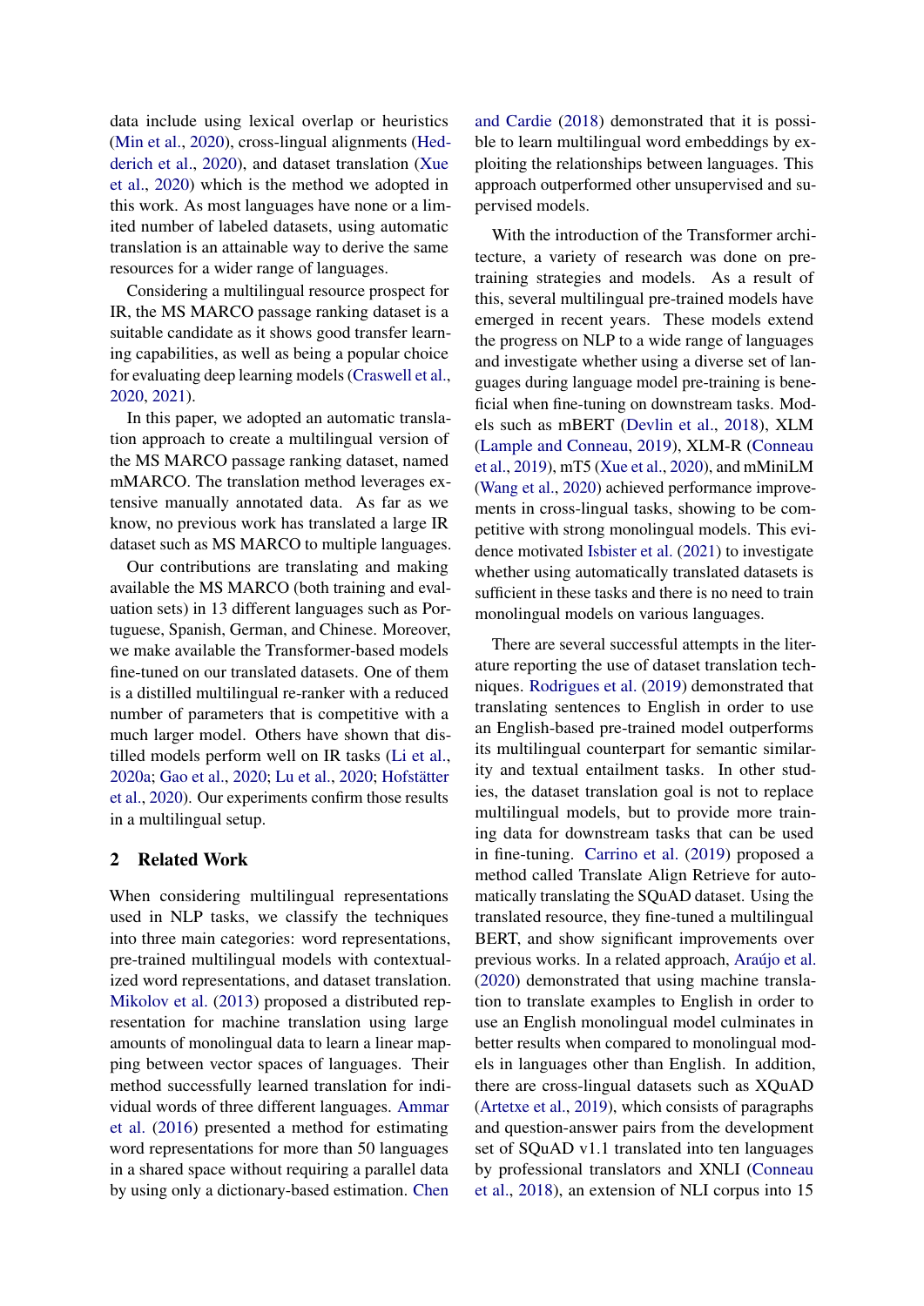data include using lexical overlap or heuristics (Min et al., 2020), cross-lingual alignments (Hedderich et al., 2020), and dataset translation (Xue et al., 2020) which is the method we adopted in this work. As most languages have none or a limited number of labeled datasets, using automatic translation is an attainable way to derive the same resources for a wider range of languages.

Considering a multilingual resource prospect for IR, the MS MARCO passage ranking dataset is a suitable candidate as it shows good transfer learning capabilities, as well as being a popular choice for evaluating deep learning models (Craswell et al., 2020, 2021).

In this paper, we adopted an automatic translation approach to create a multilingual version of the MS MARCO passage ranking dataset, named mMARCO. The translation method leverages extensive manually annotated data. As far as we know, no previous work has translated a large IR dataset such as MS MARCO to multiple languages.

Our contributions are translating and making available the MS MARCO (both training and evaluation sets) in 13 different languages such as Portuguese, Spanish, German, and Chinese. Moreover, we make available the Transformer-based models fine-tuned on our translated datasets. One of them is a distilled multilingual re-ranker with a reduced number of parameters that is competitive with a much larger model. Others have shown that distilled models perform well on IR tasks (Li et al., 2020a; Gao et al., 2020; Lu et al., 2020; Hofstätter et al., 2020). Our experiments confirm those results in a multilingual setup.

## 2 Related Work

When considering multilingual representations used in NLP tasks, we classify the techniques into three main categories: word representations, pre-trained multilingual models with contextualized word representations, and dataset translation. Mikolov et al. (2013) proposed a distributed representation for machine translation using large amounts of monolingual data to learn a linear mapping between vector spaces of languages. Their method successfully learned translation for individual words of three different languages. Ammar et al. (2016) presented a method for estimating word representations for more than 50 languages in a shared space without requiring a parallel data by using only a dictionary-based estimation. Chen and Cardie (2018) demonstrated that it is possible to learn multilingual word embeddings by exploiting the relationships between languages. This approach outperformed other unsupervised and supervised models.

With the introduction of the Transformer architecture, a variety of research was done on pre-training strategies and models. As a result of this, several multilingual pre-trained models have emerged in recent years. These models extend the progress on NLP to a wide range of languages and investigate whether using a diverse set of languages during language model pre-training is beneficial when fine-tuning on downstream tasks. Models such as mBERT (Devlin et al., 2018), XLM (Lample and Conneau, 2019), XLM-R (Conneau et al., 2019), mT5 (Xue et al., 2020), and mMiniLM (Wang et al., 2020) achieved performance improvements in cross-lingual tasks, showing to be competitive with strong monolingual models. This evidence motivated Isbister et al. (2021) to investigate whether using automatically translated datasets is sufficient in these tasks and there is no need to train monolingual models on various languages.

There are several successful attempts in the literature reporting the use of dataset translation techniques. Rodrigues et al. (2019) demonstrated that translating sentences to English in order to use an English-based pre-trained model outperforms its multilingual counterpart for semantic similarity and textual entailment tasks. In other studies, the dataset translation goal is not to replace multilingual models, but to provide more training data for downstream tasks that can be used in fine-tuning. Carrino et al. (2019) proposed a method called Translate Align Retrieve for automatically translating the SQuAD dataset. Using the translated resource, they fine-tuned a multilingual BERT, and show significant improvements over previous works. In a related approach, Araújo et al. (2020) demonstrated that using machine translation to translate examples to English in order to use an English monolingual model culminates in better results when compared to monolingual models in languages other than English. In addition, there are cross-lingual datasets such as XQuAD (Artetxe et al., 2019), which consists of paragraphs and question-answer pairs from the development set of SQuAD v1.1 translated into ten languages by professional translators and XNLI (Conneau et al., 2018), an extension of NLI corpus into 15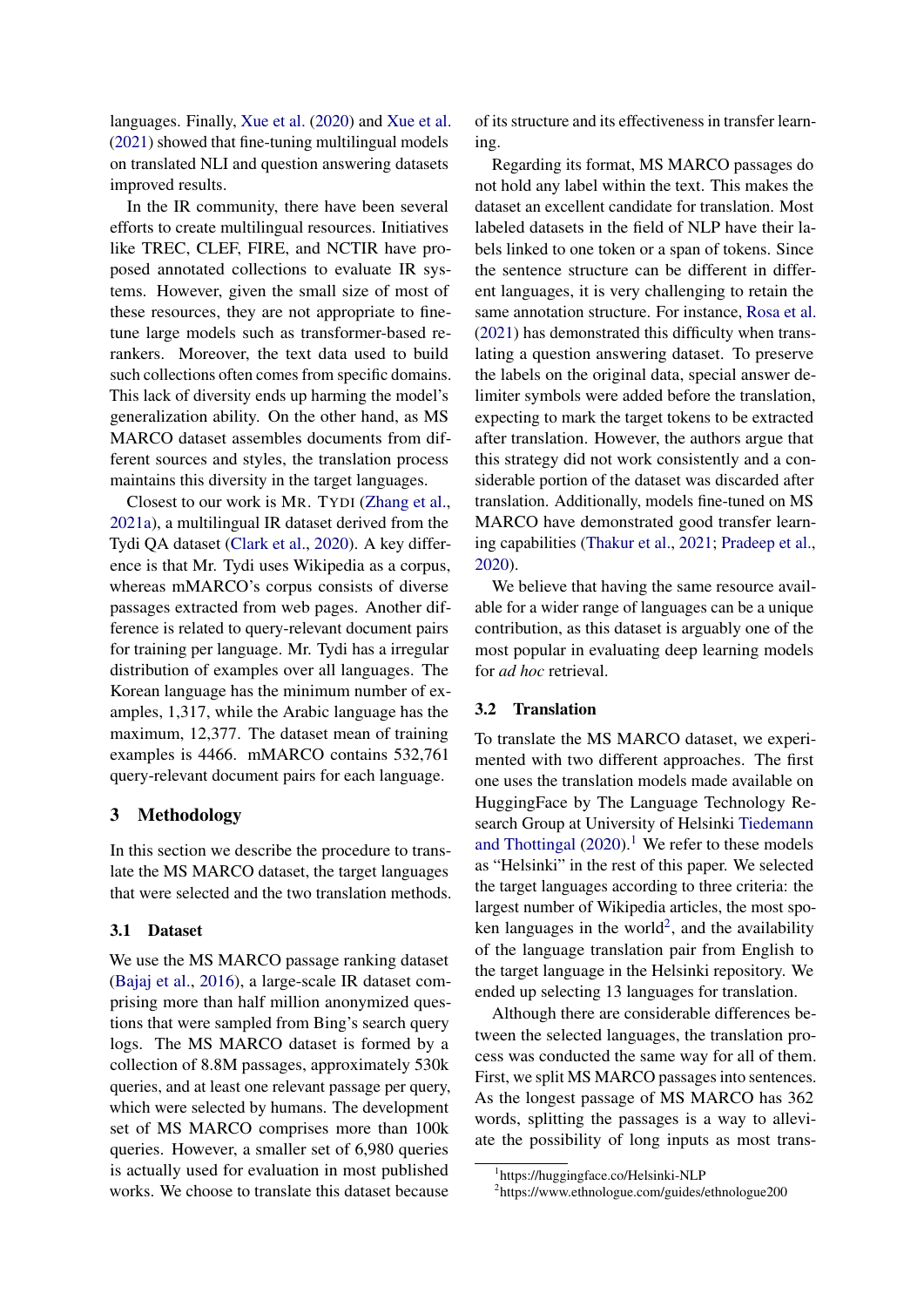languages. Finally, Xue et al. (2020) and Xue et al. (2021) showed that fine-tuning multilingual models on translated NLI and question answering datasets improved results.

In the IR community, there have been several efforts to create multilingual resources. Initiatives like TREC, CLEF, FIRE, and NCTIR have proposed annotated collections to evaluate IR systems. However, given the small size of most of these resources, they are not appropriate to fine-tune large models such as transformer-based rerankers. Moreover, the text data used to build such collections often comes from specific domains. This lack of diversity ends up harming the model's generalization ability. On the other hand, as MS MARCO dataset assembles documents from different sources and styles, the translation process maintains this diversity in the target languages.

Closest to our work is MR. TYDI (Zhang et al., 2021a), a multilingual IR dataset derived from the Tydi QA dataset (Clark et al., 2020). A key difference is that Mr. Tydi uses Wikipedia as a corpus, whereas mMARCO's corpus consists of diverse passages extracted from web pages. Another difference is related to query-relevant document pairs for training per language. Mr. Tydi has a irregular distribution of examples over all languages. The Korean language has the minimum number of examples, 1,317, while the Arabic language has the maximum, 12,377. The dataset mean of training examples is 4466. mMARCO contains 532,761 query-relevant document pairs for each language.

## 3 Methodology

In this section we describe the procedure to translate the MS MARCO dataset, the target languages that were selected and the two translation methods.

### 3.1 Dataset

We use the MS MARCO passage ranking dataset (Bajaj et al., 2016), a large-scale IR dataset comprising more than half million anonymized questions that were sampled from Bing's search query logs. The MS MARCO dataset is formed by a collection of 8.8M passages, approximately 530k queries, and at least one relevant passage per query, which were selected by humans. The development set of MS MARCO comprises more than 100k queries. However, a smaller set of 6,980 queries is actually used for evaluation in most published works. We choose to translate this dataset because of its structure and its effectiveness in transfer learning.

Regarding its format, MS MARCO passages do not hold any label within the text. This makes the dataset an excellent candidate for translation. Most labeled datasets in the field of NLP have their labels linked to one token or a span of tokens. Since the sentence structure can be different in different languages, it is very challenging to retain the same annotation structure. For instance, Rosa et al. (2021) has demonstrated this difficulty when translating a question answering dataset. To preserve the labels on the original data, special answer delimiter symbols were added before the translation, expecting to mark the target tokens to be extracted after translation. However, the authors argue that this strategy did not work consistently and a considerable portion of the dataset was discarded after translation. Additionally, models fine-tuned on MS MARCO have demonstrated good transfer learning capabilities (Thakur et al., 2021; Pradeep et al., 2020).

We believe that having the same resource available for a wider range of languages can be a unique contribution, as this dataset is arguably one of the most popular in evaluating deep learning models for *ad hoc* retrieval.

### 3.2 Translation

To translate the MS MARCO dataset, we experimented with two different approaches. The first one uses the translation models made available on HuggingFace by The Language Technology Research Group at University of Helsinki Tiedemann and Thottingal (2020).[1] We refer to these models as "Helsinki" in the rest of this paper. We selected the target languages according to three criteria: the largest number of Wikipedia articles, the most spoken languages in the world[2], and the availability of the language translation pair from English to the target language in the Helsinki repository. We ended up selecting 13 languages for translation.

Although there are considerable differences between the selected languages, the translation process was conducted the same way for all of them. First, we split MS MARCO passages into sentences. As the longest passage of MS MARCO has 362 words, splitting the passages is a way to alleviate the possibility of long inputs as most trans-

[1] https://huggingface.co/Helsinki-NLP

[2] https://www.ethnologue.com/guides/ethnologue200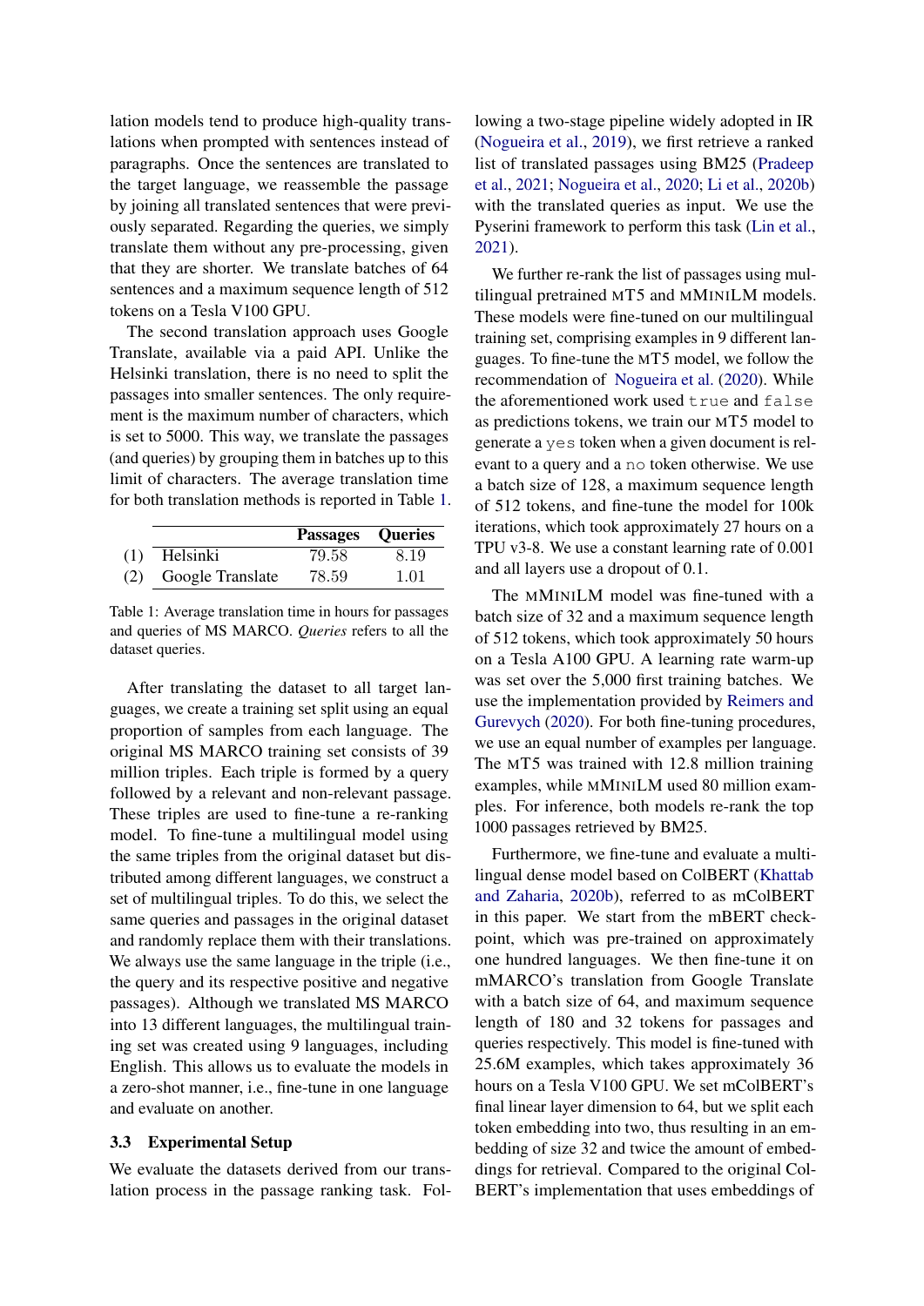lation models tend to produce high-quality translations when prompted with sentences instead of paragraphs. Once the sentences are translated to the target language, we reassemble the passage by joining all translated sentences that were previously separated. Regarding the queries, we simply translate them without any pre-processing, given that they are shorter. We translate batches of 64 sentences and a maximum sequence length of 512 tokens on a Tesla V100 GPU.

The second translation approach uses Google Translate, available via a paid API. Unlike the Helsinki translation, there is no need to split the passages into smaller sentences. The only requirement is the maximum number of characters, which is set to 5000. This way, we translate the passages (and queries) by grouping them in batches up to this limit of characters. The average translation time for both translation methods is reported in Table 1.

| | | **Passages** | **Queries** |
|---|---|---|---|
| (1) | Helsinki | 79.58 | 8.19 |
| (2) | Google Translate | 78.59 | 1.01 |

Table 1: Average translation time in hours for passages and queries of MS MARCO. *Queries* refers to all the dataset queries.

After translating the dataset to all target languages, we create a training set split using an equal proportion of samples from each language. The original MS MARCO training set consists of 39 million triples. Each triple is formed by a query followed by a relevant and non-relevant passage. These triples are used to fine-tune a re-ranking model. To fine-tune a multilingual model using the same triples from the original dataset but distributed among different languages, we construct a set of multilingual triples. To do this, we select the same queries and passages in the original dataset and randomly replace them with their translations. We always use the same language in the triple (i.e., the query and its respective positive and negative passages). Although we translated MS MARCO into 13 different languages, the multilingual training set was created using 9 languages, including English. This allows us to evaluate the models in a zero-shot manner, i.e., fine-tune in one language and evaluate on another.

### 3.3 Experimental Setup

We evaluate the datasets derived from our translation process in the passage ranking task. Following a two-stage pipeline widely adopted in IR (Nogueira et al., 2019), we first retrieve a ranked list of translated passages using BM25 (Pradeep et al., 2021; Nogueira et al., 2020; Li et al., 2020b) with the translated queries as input. We use the Pyserini framework to perform this task (Lin et al., 2021).

We further re-rank the list of passages using multilingual pretrained MT5 and MMINILM models. These models were fine-tuned on our multilingual training set, comprising examples in 9 different languages. To fine-tune the MT5 model, we follow the recommendation of Nogueira et al. (2020). While the aforementioned work used `true` and `false` as predictions tokens, we train our MT5 model to generate a `yes` token when a given document is relevant to a query and a `no` token otherwise. We use a batch size of 128, a maximum sequence length of 512 tokens, and fine-tune the model for 100k iterations, which took approximately 27 hours on a TPU v3-8. We use a constant learning rate of 0.001 and all layers use a dropout of 0.1.

The MMINILM model was fine-tuned with a batch size of 32 and a maximum sequence length of 512 tokens, which took approximately 50 hours on a Tesla A100 GPU. A learning rate warm-up was set over the 5,000 first training batches. We use the implementation provided by Reimers and Gurevych (2020). For both fine-tuning procedures, we use an equal number of examples per language. The MT5 was trained with 12.8 million training examples, while MMINILM used 80 million examples. For inference, both models re-rank the top 1000 passages retrieved by BM25.

Furthermore, we fine-tune and evaluate a multilingual dense model based on ColBERT (Khattab and Zaharia, 2020b), referred to as mColBERT in this paper. We start from the mBERT checkpoint, which was pre-trained on approximately one hundred languages. We then fine-tune it on mMARCO's translation from Google Translate with a batch size of 64, and maximum sequence length of 180 and 32 tokens for passages and queries respectively. This model is fine-tuned with 25.6M examples, which takes approximately 36 hours on a Tesla V100 GPU. We set mColBERT's final linear layer dimension to 64, but we split each token embedding into two, thus resulting in an embedding of size 32 and twice the amount of embeddings for retrieval. Compared to the original ColBERT's implementation that uses embeddings of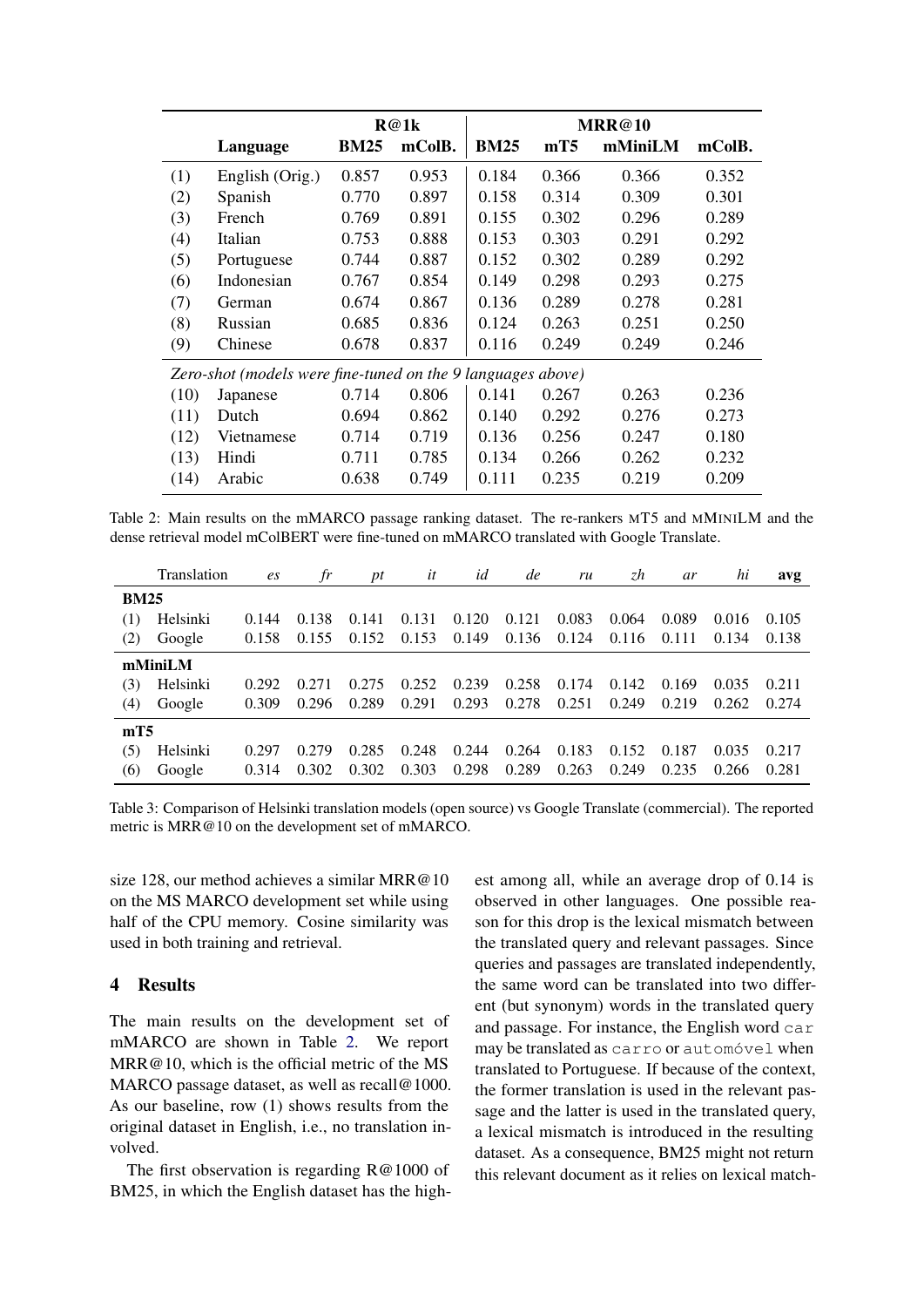| | Language | R@1k | | MRR@10 | | | |
|---|---|---|---|---|---|---|---|
| | | BM25 | mColB. | BM25 | mT5 | mMiniLM | mColB. |
| (1) | English (Orig.) | 0.857 | 0.953 | 0.184 | 0.366 | 0.366 | 0.352 |
| (2) | Spanish | 0.770 | 0.897 | 0.158 | 0.314 | 0.309 | 0.301 |
| (3) | French | 0.769 | 0.891 | 0.155 | 0.302 | 0.296 | 0.289 |
| (4) | Italian | 0.753 | 0.888 | 0.153 | 0.303 | 0.291 | 0.292 |
| (5) | Portuguese | 0.744 | 0.887 | 0.152 | 0.302 | 0.289 | 0.292 |
| (6) | Indonesian | 0.767 | 0.854 | 0.149 | 0.298 | 0.293 | 0.275 |
| (7) | German | 0.674 | 0.867 | 0.136 | 0.289 | 0.278 | 0.281 |
| (8) | Russian | 0.685 | 0.836 | 0.124 | 0.263 | 0.251 | 0.250 |
| (9) | Chinese | 0.678 | 0.837 | 0.116 | 0.249 | 0.249 | 0.246 |
| *Zero-shot (models were fine-tuned on the 9 languages above)* | | | | | | | |
| (10) | Japanese | 0.714 | 0.806 | 0.141 | 0.267 | 0.263 | 0.236 |
| (11) | Dutch | 0.694 | 0.862 | 0.140 | 0.292 | 0.276 | 0.273 |
| (12) | Vietnamese | 0.714 | 0.719 | 0.136 | 0.256 | 0.247 | 0.180 |
| (13) | Hindi | 0.711 | 0.785 | 0.134 | 0.266 | 0.262 | 0.232 |
| (14) | Arabic | 0.638 | 0.749 | 0.111 | 0.235 | 0.219 | 0.209 |

Table 2: Main results on the mMARCO passage ranking dataset. The re-rankers MT5 and MMINILM and the dense retrieval model mColBERT were fine-tuned on mMARCO translated with Google Translate.

| | Translation | *es* | *fr* | *pt* | *it* | *id* | *de* | *ru* | *zh* | *ar* | *hi* | **avg** |
|---|---|---|---|---|---|---|---|---|---|---|---|---|
| **BM25** | | | | | | | | | | | | |
| (1) | Helsinki | 0.144 | 0.138 | 0.141 | 0.131 | 0.120 | 0.121 | 0.083 | 0.064 | 0.089 | 0.016 | 0.105 |
| (2) | Google | 0.158 | 0.155 | 0.152 | 0.153 | 0.149 | 0.136 | 0.124 | 0.116 | 0.111 | 0.134 | 0.138 |
| **mMiniLM** | | | | | | | | | | | | |
| (3) | Helsinki | 0.292 | 0.271 | 0.275 | 0.252 | 0.239 | 0.258 | 0.174 | 0.142 | 0.169 | 0.035 | 0.211 |
| (4) | Google | 0.309 | 0.296 | 0.289 | 0.291 | 0.293 | 0.278 | 0.251 | 0.249 | 0.219 | 0.262 | 0.274 |
| **mT5** | | | | | | | | | | | | |
| (5) | Helsinki | 0.297 | 0.279 | 0.285 | 0.248 | 0.244 | 0.264 | 0.183 | 0.152 | 0.187 | 0.035 | 0.217 |
| (6) | Google | 0.314 | 0.302 | 0.302 | 0.303 | 0.298 | 0.289 | 0.263 | 0.249 | 0.235 | 0.266 | 0.281 |

Table 3: Comparison of Helsinki translation models (open source) vs Google Translate (commercial). The reported metric is MRR@10 on the development set of mMARCO.

size 128, our method achieves a similar MRR@10 on the MS MARCO development set while using half of the CPU memory. Cosine similarity was used in both training and retrieval.

## 4 Results

The main results on the development set of mMARCO are shown in Table 2. We report MRR@10, which is the official metric of the MS MARCO passage dataset, as well as recall@1000. As our baseline, row (1) shows results from the original dataset in English, i.e., no translation involved.

The first observation is regarding R@1000 of BM25, in which the English dataset has the highest among all, while an average drop of 0.14 is observed in other languages. One possible reason for this drop is the lexical mismatch between the translated query and relevant passages. Since queries and passages are translated independently, the same word can be translated into two different (but synonym) words in the translated query and passage. For instance, the English word `car` may be translated as `carro` or `automóvel` when translated to Portuguese. If because of the context, the former translation is used in the relevant passage and the latter is used in the translated query, a lexical mismatch is introduced in the resulting dataset. As a consequence, BM25 might not return this relevant document as it relies on lexical match-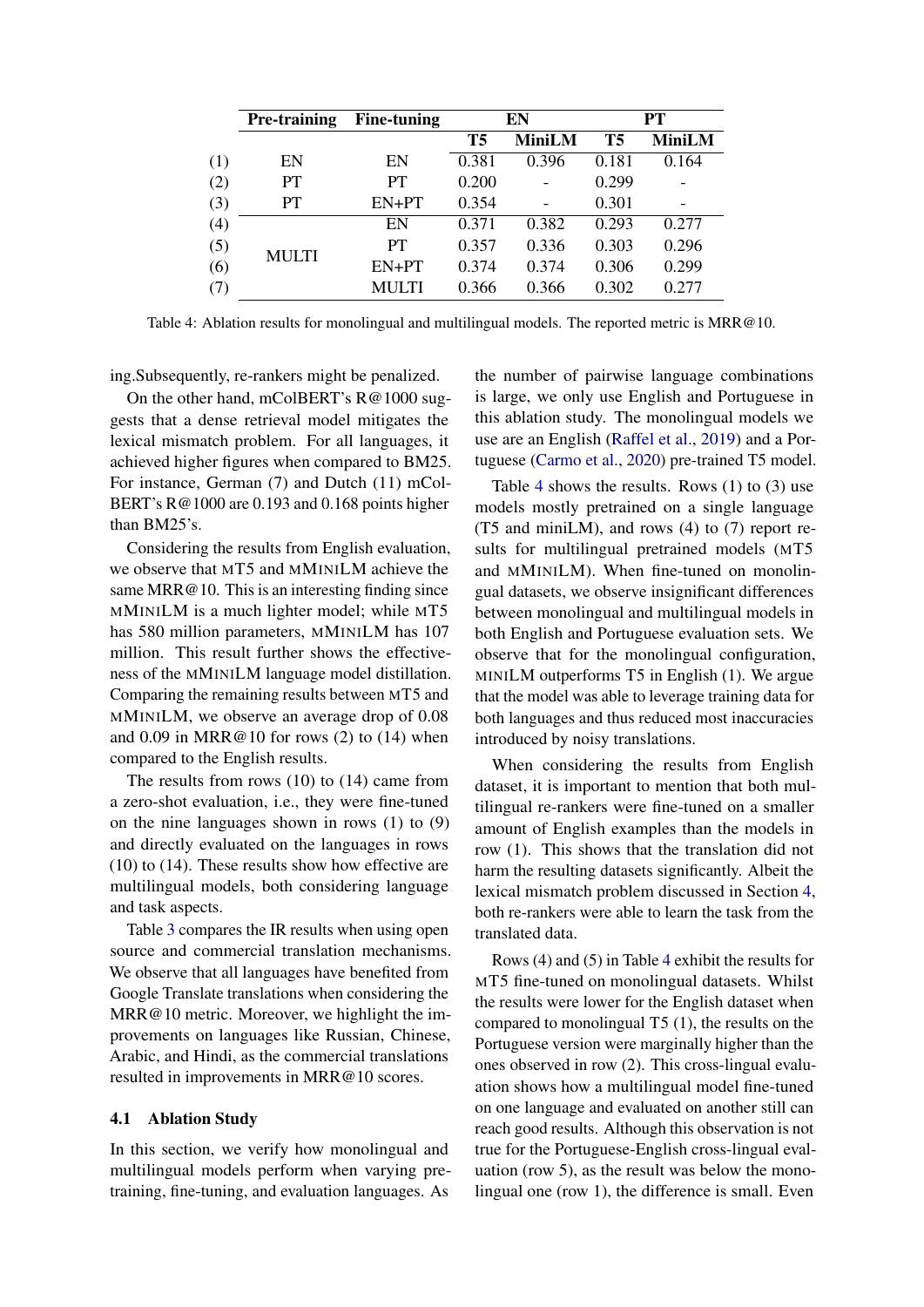|  | Pre-training | Fine-tuning | EN |  | PT |  |
|---|---|---|---|---|---|---|
|  |  |  | T5 | MiniLM | T5 | MiniLM |
| (1) | EN | EN | 0.381 | 0.396 | 0.181 | 0.164 |
| (2) | PT | PT | 0.200 | - | 0.299 | - |
| (3) | PT | EN+PT | 0.354 | - | 0.301 | - |
| (4) | MULTI | EN | 0.371 | 0.382 | 0.293 | 0.277 |
| (5) |  | PT | 0.357 | 0.336 | 0.303 | 0.296 |
| (6) |  | EN+PT | 0.374 | 0.374 | 0.306 | 0.299 |
| (7) |  | MULTI | 0.366 | 0.366 | 0.302 | 0.277 |

Table 4: Ablation results for monolingual and multilingual models. The reported metric is MRR@10.

ing.Subsequently, re-rankers might be penalized.

On the other hand, mColBERT's R@1000 suggests that a dense retrieval model mitigates the lexical mismatch problem. For all languages, it achieved higher figures when compared to BM25. For instance, German (7) and Dutch (11) mColBERT's R@1000 are 0.193 and 0.168 points higher than BM25's.

Considering the results from English evaluation, we observe that MT5 and MMINILM achieve the same MRR@10. This is an interesting finding since MMINILM is a much lighter model; while MT5 has 580 million parameters, MMINILM has 107 million. This result further shows the effectiveness of the MMINILM language model distillation. Comparing the remaining results between MT5 and MMINILM, we observe an average drop of 0.08 and 0.09 in MRR@10 for rows (2) to (14) when compared to the English results.

The results from rows (10) to (14) came from a zero-shot evaluation, i.e., they were fine-tuned on the nine languages shown in rows (1) to (9) and directly evaluated on the languages in rows (10) to (14). These results show how effective are multilingual models, both considering language and task aspects.

Table 3 compares the IR results when using open source and commercial translation mechanisms. We observe that all languages have benefited from Google Translate translations when considering the MRR@10 metric. Moreover, we highlight the improvements on languages like Russian, Chinese, Arabic, and Hindi, as the commercial translations resulted in improvements in MRR@10 scores.

### 4.1 Ablation Study

In this section, we verify how monolingual and multilingual models perform when varying pre-training, fine-tuning, and evaluation languages. As the number of pairwise language combinations is large, we only use English and Portuguese in this ablation study. The monolingual models we use are an English (Raffel et al., 2019) and a Portuguese (Carmo et al., 2020) pre-trained T5 model.

Table 4 shows the results. Rows (1) to (3) use models mostly pretrained on a single language (T5 and miniLM), and rows (4) to (7) report results for multilingual pretrained models (MT5 and MMINILM). When fine-tuned on monolingual datasets, we observe insignificant differences between monolingual and multilingual models in both English and Portuguese evaluation sets. We observe that for the monolingual configuration, MINILM outperforms T5 in English (1). We argue that the model was able to leverage training data for both languages and thus reduced most inaccuracies introduced by noisy translations.

When considering the results from English dataset, it is important to mention that both multilingual re-rankers were fine-tuned on a smaller amount of English examples than the models in row (1). This shows that the translation did not harm the resulting datasets significantly. Albeit the lexical mismatch problem discussed in Section 4, both re-rankers were able to learn the task from the translated data.

Rows (4) and (5) in Table 4 exhibit the results for MT5 fine-tuned on monolingual datasets. Whilst the results were lower for the English dataset when compared to monolingual T5 (1), the results on the Portuguese version were marginally higher than the ones observed in row (2). This cross-lingual evaluation shows how a multilingual model fine-tuned on one language and evaluated on another still can reach good results. Although this observation is not true for the Portuguese-English cross-lingual evaluation (row 5), as the result was below the monolingual one (row 1), the difference is small. Even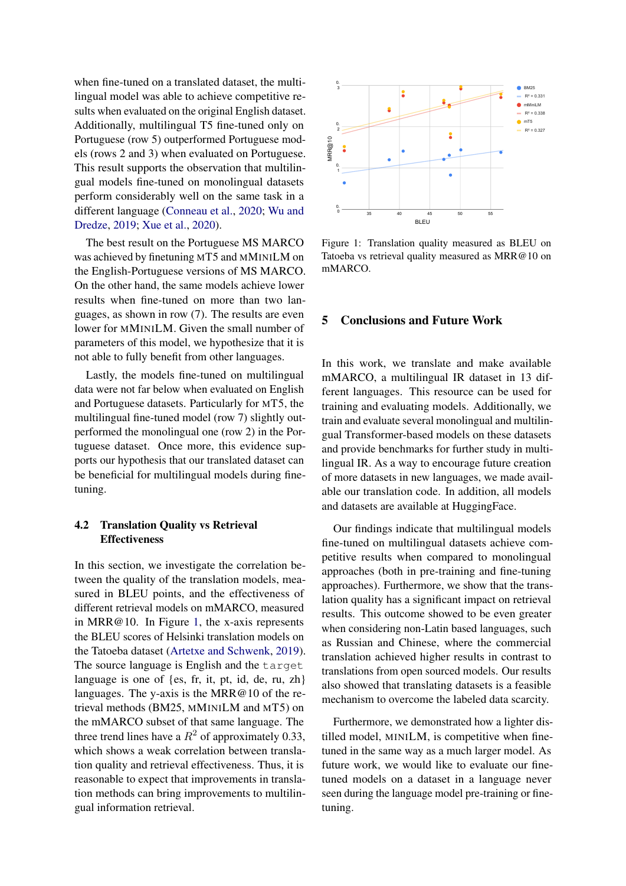when fine-tuned on a translated dataset, the multilingual model was able to achieve competitive results when evaluated on the original English dataset. Additionally, multilingual T5 fine-tuned only on Portuguese (row 5) outperformed Portuguese models (rows 2 and 3) when evaluated on Portuguese. This result supports the observation that multilingual models fine-tuned on monolingual datasets perform considerably well on the same task in a different language (Conneau et al., 2020; Wu and Dredze, 2019; Xue et al., 2020).

The best result on the Portuguese MS MARCO was achieved by finetuning MT5 and MMINILM on the English-Portuguese versions of MS MARCO. On the other hand, the same models achieve lower results when fine-tuned on more than two languages, as shown in row (7). The results are even lower for MMINILM. Given the small number of parameters of this model, we hypothesize that it is not able to fully benefit from other languages.

Lastly, the models fine-tuned on multilingual data were not far below when evaluated on English and Portuguese datasets. Particularly for MT5, the multilingual fine-tuned model (row 7) slightly outperformed the monolingual one (row 2) in the Portuguese dataset. Once more, this evidence supports our hypothesis that our translated dataset can be beneficial for multilingual models during fine-tuning.

### 4.2 Translation Quality vs Retrieval Effectiveness

In this section, we investigate the correlation between the quality of the translation models, measured in BLEU points, and the effectiveness of different retrieval models on mMARCO, measured in MRR@10. In Figure 1, the x-axis represents the BLEU scores of Helsinki translation models on the Tatoeba dataset (Artetxe and Schwenk, 2019). The source language is English and the `target` language is one of {es, fr, it, pt, id, de, ru, zh} languages. The y-axis is the MRR@10 of the retrieval methods (BM25, MMINILM and MT5) on the mMARCO subset of that same language. The three trend lines have a $R^2$ of approximately 0.33, which shows a weak correlation between translation quality and retrieval effectiveness. Thus, it is reasonable to expect that improvements in translation methods can bring improvements to multilingual information retrieval.

Figure 1: Translation quality measured as BLEU on Tatoeba vs retrieval quality measured as MRR@10 on mMARCO.

## 5 Conclusions and Future Work

In this work, we translate and make available mMARCO, a multilingual IR dataset in 13 different languages. This resource can be used for training and evaluating models. Additionally, we train and evaluate several monolingual and multilingual Transformer-based models on these datasets and provide benchmarks for further study in multilingual IR. As a way to encourage future creation of more datasets in new languages, we made available our translation code. In addition, all models and datasets are available at HuggingFace.

Our findings indicate that multilingual models fine-tuned on multilingual datasets achieve competitive results when compared to monolingual approaches (both in pre-training and fine-tuning approaches). Furthermore, we show that the translation quality has a significant impact on retrieval results. This outcome showed to be even greater when considering non-Latin based languages, such as Russian and Chinese, where the commercial translation achieved higher results in contrast to translations from open sourced models. Our results also showed that translating datasets is a feasible mechanism to overcome the labeled data scarcity.

Furthermore, we demonstrated how a lighter distilled model, MINILM, is competitive when fine-tuned in the same way as a much larger model. As future work, we would like to evaluate our fine-tuned models on a dataset in a language never seen during the language model pre-training or fine-tuning.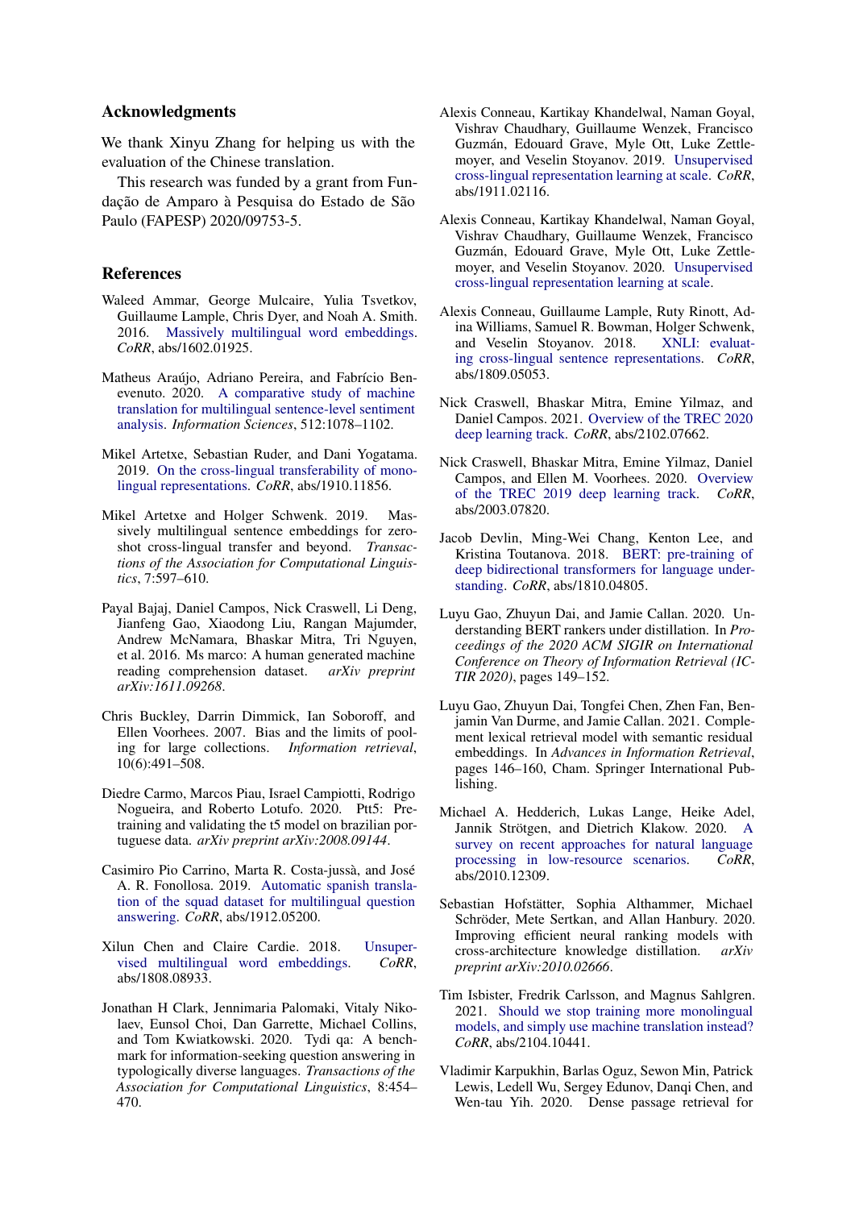## Acknowledgments

We thank Xinyu Zhang for helping us with the evaluation of the Chinese translation.

This research was funded by a grant from Fundação de Amparo à Pesquisa do Estado de São Paulo (FAPESP) 2020/09753-5.

## References

Waleed Ammar, George Mulcaire, Yulia Tsvetkov, Guillaume Lample, Chris Dyer, and Noah A. Smith. 2016. Massively multilingual word embeddings. *CoRR*, abs/1602.01925.

Matheus Araújo, Adriano Pereira, and Fabrício Benevenuto. 2020. A comparative study of machine translation for multilingual sentence-level sentiment analysis. *Information Sciences*, 512:1078–1102.

Mikel Artetxe, Sebastian Ruder, and Dani Yogatama. 2019. On the cross-lingual transferability of monolingual representations. *CoRR*, abs/1910.11856.

Mikel Artetxe and Holger Schwenk. 2019. Massively multilingual sentence embeddings for zero-shot cross-lingual transfer and beyond. *Transactions of the Association for Computational Linguistics*, 7:597–610.

Payal Bajaj, Daniel Campos, Nick Craswell, Li Deng, Jianfeng Gao, Xiaodong Liu, Rangan Majumder, Andrew McNamara, Bhaskar Mitra, Tri Nguyen, et al. 2016. Ms marco: A human generated machine reading comprehension dataset. *arXiv preprint arXiv:1611.09268*.

Chris Buckley, Darrin Dimmick, Ian Soboroff, and Ellen Voorhees. 2007. Bias and the limits of pooling for large collections. *Information retrieval*, 10(6):491–508.

Diedre Carmo, Marcos Piau, Israel Campiotti, Rodrigo Nogueira, and Roberto Lotufo. 2020. Ptt5: Pretraining and validating the t5 model on brazilian portuguese data. *arXiv preprint arXiv:2008.09144*.

Casimiro Pio Carrino, Marta R. Costa-jussà, and José A. R. Fonollosa. 2019. Automatic spanish translation of the squad dataset for multilingual question answering. *CoRR*, abs/1912.05200.

Xilun Chen and Claire Cardie. 2018. Unsupervised multilingual word embeddings. *CoRR*, abs/1808.08933.

Jonathan H Clark, Jennimaria Palomaki, Vitaly Nikolaev, Eunsol Choi, Dan Garrette, Michael Collins, and Tom Kwiatkowski. 2020. Tydi qa: A benchmark for information-seeking question answering in typologically diverse languages. *Transactions of the Association for Computational Linguistics*, 8:454–470.

Alexis Conneau, Kartikay Khandelwal, Naman Goyal, Vishrav Chaudhary, Guillaume Wenzek, Francisco Guzmán, Edouard Grave, Myle Ott, Luke Zettlemoyer, and Veselin Stoyanov. 2019. Unsupervised cross-lingual representation learning at scale. *CoRR*, abs/1911.02116.

Alexis Conneau, Kartikay Khandelwal, Naman Goyal, Vishrav Chaudhary, Guillaume Wenzek, Francisco Guzmán, Edouard Grave, Myle Ott, Luke Zettlemoyer, and Veselin Stoyanov. 2020. Unsupervised cross-lingual representation learning at scale.

Alexis Conneau, Guillaume Lample, Ruty Rinott, Adina Williams, Samuel R. Bowman, Holger Schwenk, and Veselin Stoyanov. 2018. XNLI: evaluating cross-lingual sentence representations. *CoRR*, abs/1809.05053.

Nick Craswell, Bhaskar Mitra, Emine Yilmaz, and Daniel Campos. 2021. Overview of the TREC 2020 deep learning track. *CoRR*, abs/2102.07662.

Nick Craswell, Bhaskar Mitra, Emine Yilmaz, Daniel Campos, and Ellen M. Voorhees. 2020. Overview of the TREC 2019 deep learning track. *CoRR*, abs/2003.07820.

Jacob Devlin, Ming-Wei Chang, Kenton Lee, and Kristina Toutanova. 2018. BERT: pre-training of deep bidirectional transformers for language understanding. *CoRR*, abs/1810.04805.

Luyu Gao, Zhuyun Dai, and Jamie Callan. 2020. Understanding BERT rankers under distillation. In *Proceedings of the 2020 ACM SIGIR on International Conference on Theory of Information Retrieval (ICTIR 2020)*, pages 149–152.

Luyu Gao, Zhuyun Dai, Tongfei Chen, Zhen Fan, Benjamin Van Durme, and Jamie Callan. 2021. Complement lexical retrieval model with semantic residual embeddings. In *Advances in Information Retrieval*, pages 146–160, Cham. Springer International Publishing.

Michael A. Hedderich, Lukas Lange, Heike Adel, Jannik Strötgen, and Dietrich Klakow. 2020. A survey on recent approaches for natural language processing in low-resource scenarios. *CoRR*, abs/2010.12309.

Sebastian Hofstätter, Sophia Althammer, Michael Schröder, Mete Sertkan, and Allan Hanbury. 2020. Improving efficient neural ranking models with cross-architecture knowledge distillation. *arXiv preprint arXiv:2010.02666*.

Tim Isbister, Fredrik Carlsson, and Magnus Sahlgren. 2021. Should we stop training more monolingual models, and simply use machine translation instead? *CoRR*, abs/2104.10441.

Vladimir Karpukhin, Barlas Oguz, Sewon Min, Patrick Lewis, Ledell Wu, Sergey Edunov, Danqi Chen, and Wen-tau Yih. 2020. Dense passage retrieval for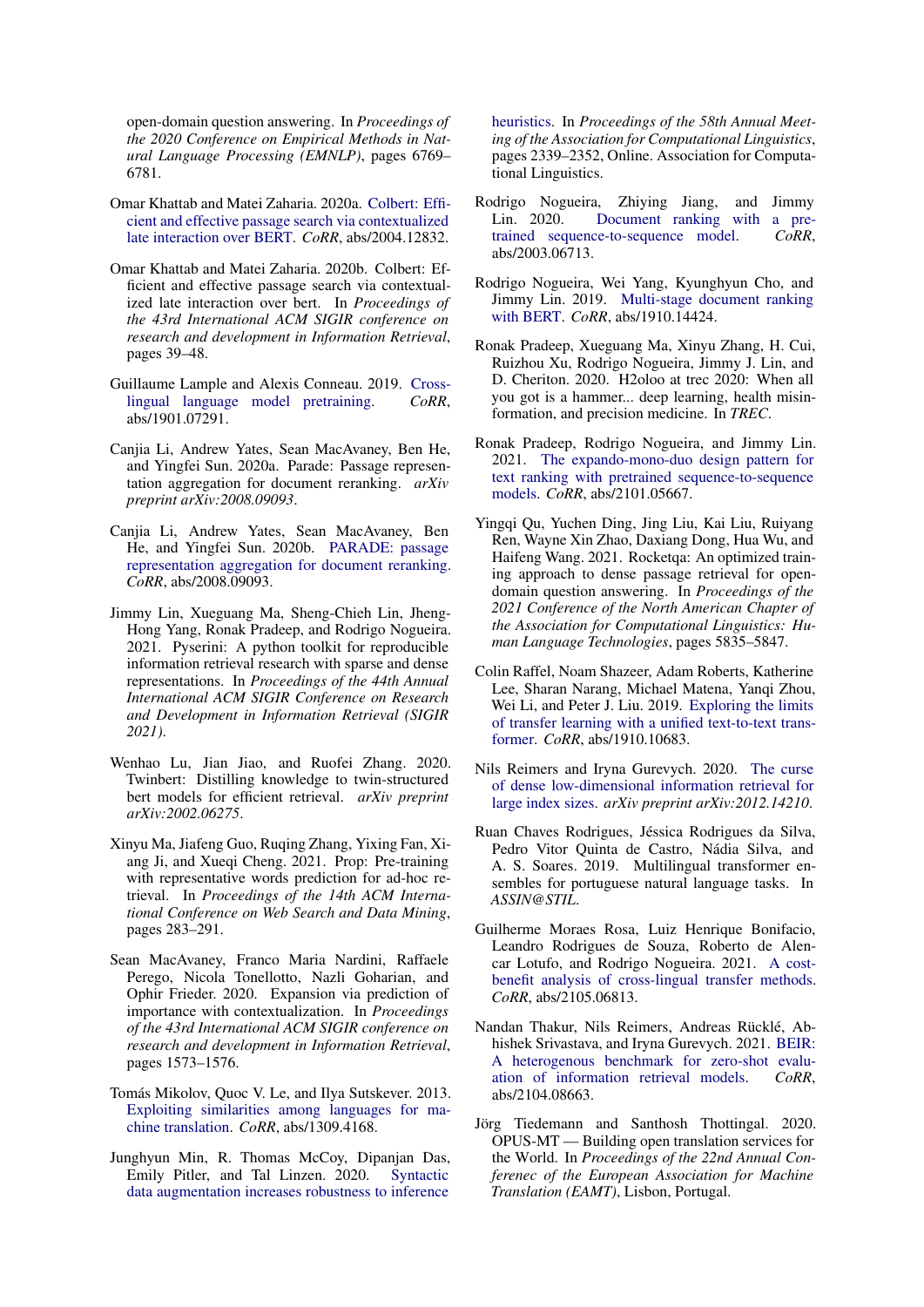open-domain question answering. In *Proceedings of the 2020 Conference on Empirical Methods in Natural Language Processing (EMNLP)*, pages 6769–6781.

Omar Khattab and Matei Zaharia. 2020a. Colbert: Efficient and effective passage search via contextualized late interaction over BERT. *CoRR*, abs/2004.12832.

Omar Khattab and Matei Zaharia. 2020b. Colbert: Efficient and effective passage search via contextualized late interaction over bert. In *Proceedings of the 43rd International ACM SIGIR conference on research and development in Information Retrieval*, pages 39–48.

Guillaume Lample and Alexis Conneau. 2019. Cross-lingual language model pretraining. *CoRR*, abs/1901.07291.

Canjia Li, Andrew Yates, Sean MacAvaney, Ben He, and Yingfei Sun. 2020a. Parade: Passage representation aggregation for document reranking. *arXiv preprint arXiv:2008.09093*.

Canjia Li, Andrew Yates, Sean MacAvaney, Ben He, and Yingfei Sun. 2020b. PARADE: passage representation aggregation for document reranking. *CoRR*, abs/2008.09093.

Jimmy Lin, Xueguang Ma, Sheng-Chieh Lin, Jheng-Hong Yang, Ronak Pradeep, and Rodrigo Nogueira. 2021. Pyserini: A python toolkit for reproducible information retrieval research with sparse and dense representations. In *Proceedings of the 44th Annual International ACM SIGIR Conference on Research and Development in Information Retrieval (SIGIR 2021)*.

Wenhao Lu, Jian Jiao, and Ruofei Zhang. 2020. Twinbert: Distilling knowledge to twin-structured bert models for efficient retrieval. *arXiv preprint arXiv:2002.06275*.

Xinyu Ma, Jiafeng Guo, Ruqing Zhang, Yixing Fan, Xiang Ji, and Xueqi Cheng. 2021. Prop: Pre-training with representative words prediction for ad-hoc retrieval. In *Proceedings of the 14th ACM International Conference on Web Search and Data Mining*, pages 283–291.

Sean MacAvaney, Franco Maria Nardini, Raffaele Perego, Nicola Tonellotto, Nazli Goharian, and Ophir Frieder. 2020. Expansion via prediction of importance with contextualization. In *Proceedings of the 43rd International ACM SIGIR conference on research and development in Information Retrieval*, pages 1573–1576.

Tomás Mikolov, Quoc V. Le, and Ilya Sutskever. 2013. Exploiting similarities among languages for machine translation. *CoRR*, abs/1309.4168.

Junghyun Min, R. Thomas McCoy, Dipanjan Das, Emily Pitler, and Tal Linzen. 2020. Syntactic data augmentation increases robustness to inference heuristics. In *Proceedings of the 58th Annual Meeting of the Association for Computational Linguistics*, pages 2339–2352, Online. Association for Computational Linguistics.

Rodrigo Nogueira, Zhiying Jiang, and Jimmy Lin. 2020. Document ranking with a pre-trained sequence-to-sequence model. *CoRR*, abs/2003.06713.

Rodrigo Nogueira, Wei Yang, Kyunghyun Cho, and Jimmy Lin. 2019. Multi-stage document ranking with BERT. *CoRR*, abs/1910.14424.

Ronak Pradeep, Xueguang Ma, Xinyu Zhang, H. Cui, Ruizhou Xu, Rodrigo Nogueira, Jimmy J. Lin, and D. Cheriton. 2020. H2oloo at trec 2020: When all you got is a hammer... deep learning, health misinformation, and precision medicine. In *TREC*.

Ronak Pradeep, Rodrigo Nogueira, and Jimmy Lin. 2021. The expando-mono-duo design pattern for text ranking with pretrained sequence-to-sequence models. *CoRR*, abs/2101.05667.

Yingqi Qu, Yuchen Ding, Jing Liu, Kai Liu, Ruiyang Ren, Wayne Xin Zhao, Daxiang Dong, Hua Wu, and Haifeng Wang. 2021. Rocketqa: An optimized training approach to dense passage retrieval for open-domain question answering. In *Proceedings of the 2021 Conference of the North American Chapter of the Association for Computational Linguistics: Human Language Technologies*, pages 5835–5847.

Colin Raffel, Noam Shazeer, Adam Roberts, Katherine Lee, Sharan Narang, Michael Matena, Yanqi Zhou, Wei Li, and Peter J. Liu. 2019. Exploring the limits of transfer learning with a unified text-to-text transformer. *CoRR*, abs/1910.10683.

Nils Reimers and Iryna Gurevych. 2020. The curse of dense low-dimensional information retrieval for large index sizes. *arXiv preprint arXiv:2012.14210*.

Ruan Chaves Rodrigues, Jéssica Rodrigues da Silva, Pedro Vitor Quinta de Castro, Nádia Silva, and A. S. Soares. 2019. Multilingual transformer ensembles for portuguese natural language tasks. In *ASSIN@STIL*.

Guilherme Moraes Rosa, Luiz Henrique Bonifacio, Leandro Rodrigues de Souza, Roberto de Alencar Lotufo, and Rodrigo Nogueira. 2021. A cost-benefit analysis of cross-lingual transfer methods. *CoRR*, abs/2105.06813.

Nandan Thakur, Nils Reimers, Andreas Rücklé, Abhishek Srivastava, and Iryna Gurevych. 2021. BEIR: A heterogenous benchmark for zero-shot evaluation of information retrieval models. *CoRR*, abs/2104.08663.

Jörg Tiedemann and Santhosh Thottingal. 2020. OPUS-MT — Building open translation services for the World. In *Proceedings of the 22nd Annual Conference of the European Association for Machine Translation (EAMT)*, Lisbon, Portugal.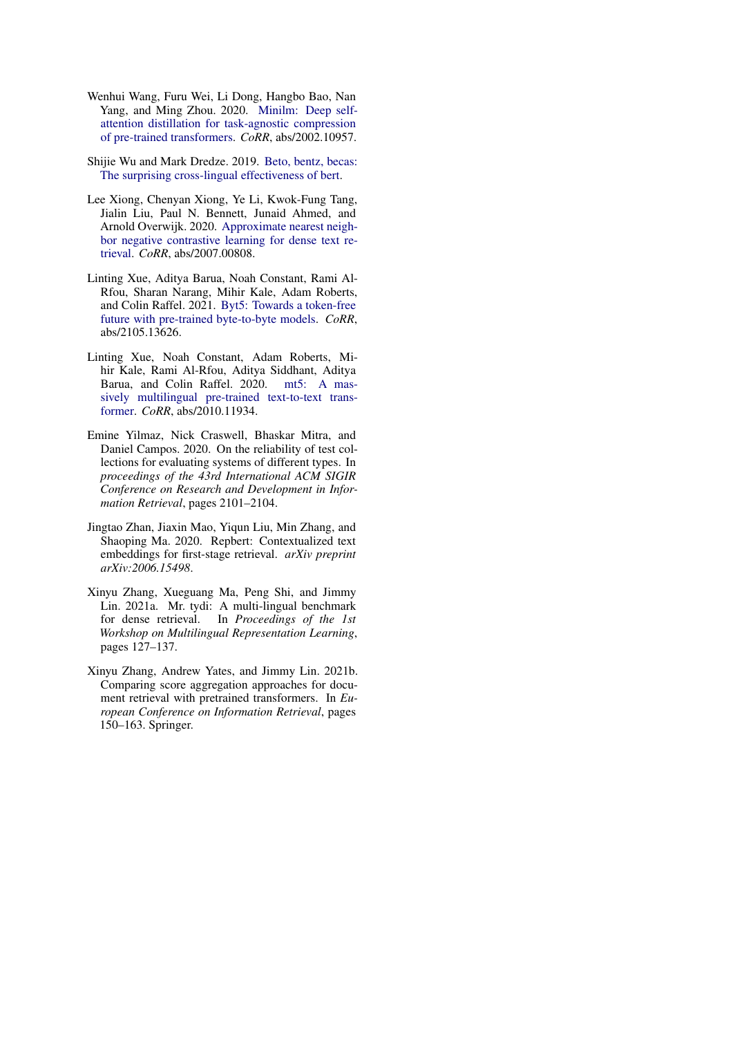Wenhui Wang, Furu Wei, Li Dong, Hangbo Bao, Nan Yang, and Ming Zhou. 2020. Minilm: Deep self-attention distillation for task-agnostic compression of pre-trained transformers. *CoRR*, abs/2002.10957.

Shijie Wu and Mark Dredze. 2019. Beto, bentz, becas: The surprising cross-lingual effectiveness of bert.

Lee Xiong, Chenyan Xiong, Ye Li, Kwok-Fung Tang, Jialin Liu, Paul N. Bennett, Junaid Ahmed, and Arnold Overwijk. 2020. Approximate nearest neighbor negative contrastive learning for dense text retrieval. *CoRR*, abs/2007.00808.

Linting Xue, Aditya Barua, Noah Constant, Rami Al-Rfou, Sharan Narang, Mihir Kale, Adam Roberts, and Colin Raffel. 2021. Byt5: Towards a token-free future with pre-trained byte-to-byte models. *CoRR*, abs/2105.13626.

Linting Xue, Noah Constant, Adam Roberts, Mihir Kale, Rami Al-Rfou, Aditya Siddhant, Aditya Barua, and Colin Raffel. 2020. mt5: A massively multilingual pre-trained text-to-text transformer. *CoRR*, abs/2010.11934.

Emine Yilmaz, Nick Craswell, Bhaskar Mitra, and Daniel Campos. 2020. On the reliability of test collections for evaluating systems of different types. In *proceedings of the 43rd International ACM SIGIR Conference on Research and Development in Information Retrieval*, pages 2101–2104.

Jingtao Zhan, Jiaxin Mao, Yiqun Liu, Min Zhang, and Shaoping Ma. 2020. Repbert: Contextualized text embeddings for first-stage retrieval. *arXiv preprint arXiv:2006.15498*.

Xinyu Zhang, Xueguang Ma, Peng Shi, and Jimmy Lin. 2021a. Mr. tydi: A multi-lingual benchmark for dense retrieval. In *Proceedings of the 1st Workshop on Multilingual Representation Learning*, pages 127–137.

Xinyu Zhang, Andrew Yates, and Jimmy Lin. 2021b. Comparing score aggregation approaches for document retrieval with pretrained transformers. In *European Conference on Information Retrieval*, pages 150–163. Springer.